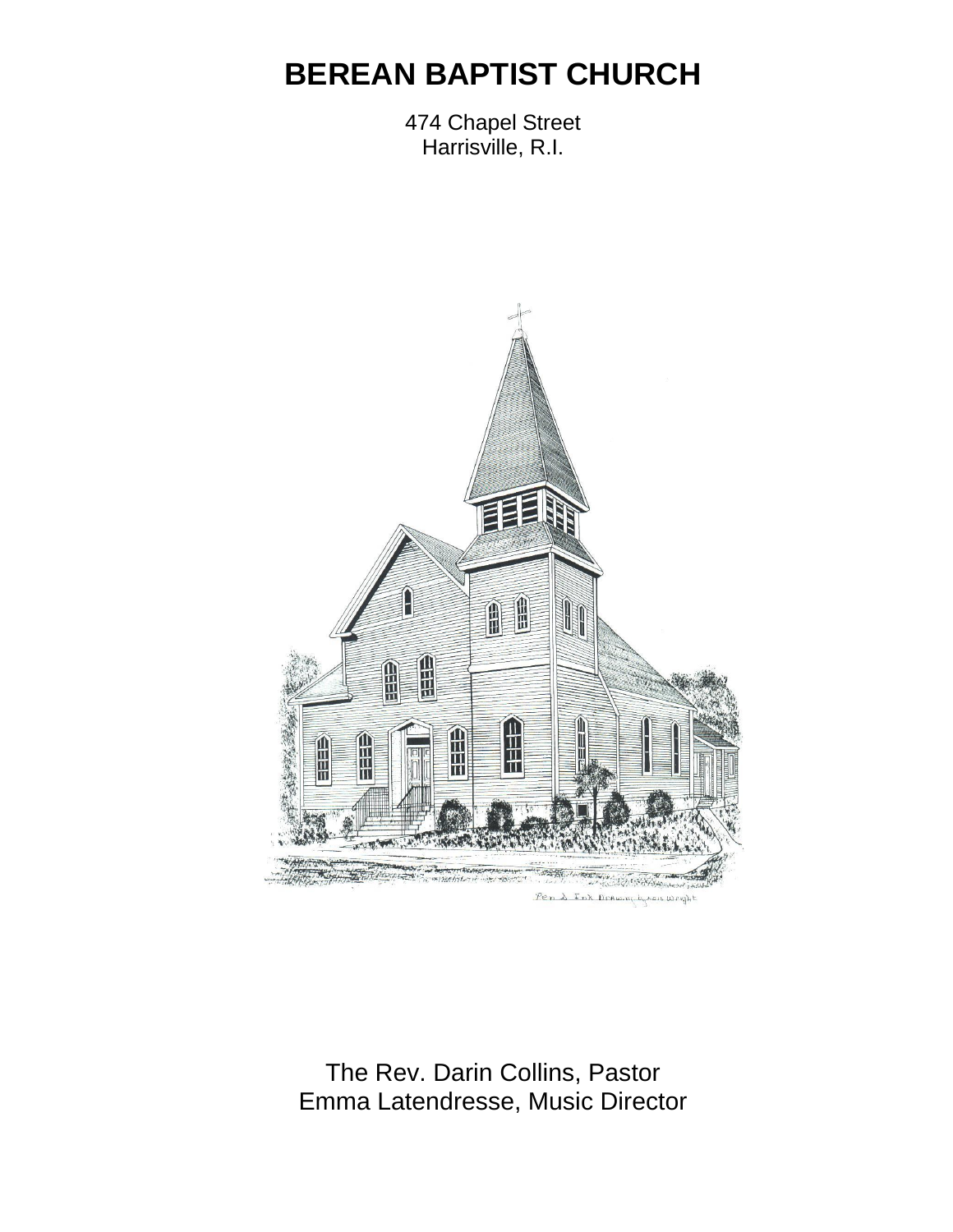# BEREAN BAPTIST CHURCH

474 Chapel Street
Harrisville, R.I.

The Rev. Darin Collins, Pastor
Emma Latendresse, Music Director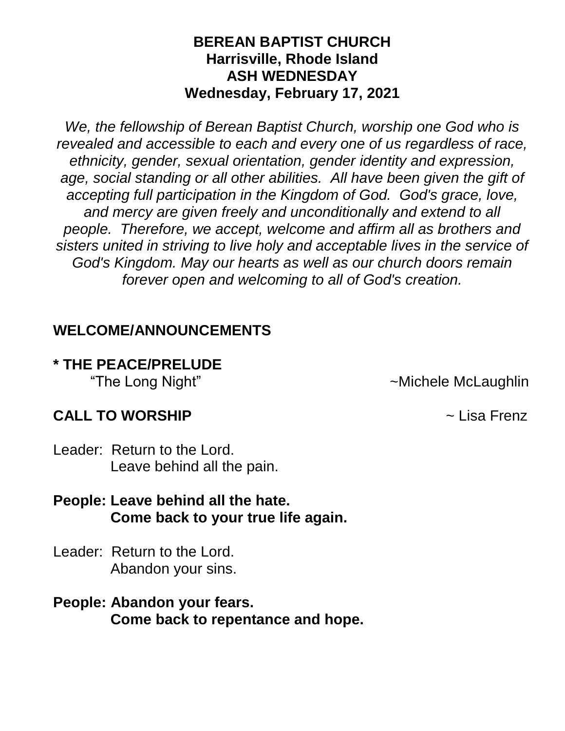**BEREAN BAPTIST CHURCH**
**Harrisville, Rhode Island**
**ASH WEDNESDAY**
**Wednesday, February 17, 2021**

*We, the fellowship of Berean Baptist Church, worship one God who is revealed and accessible to each and every one of us regardless of race, ethnicity, gender, sexual orientation, gender identity and expression, age, social standing or all other abilities. All have been given the gift of accepting full participation in the Kingdom of God. God's grace, love, and mercy are given freely and unconditionally and extend to all people. Therefore, we accept, welcome and affirm all as brothers and sisters united in striving to live holy and acceptable lives in the service of God's Kingdom. May our hearts as well as our church doors remain forever open and welcoming to all of God's creation.*

**WELCOME/ANNOUNCEMENTS**

**\* THE PEACE/PRELUDE**

"The Long Night" ~Michele McLaughlin

**CALL TO WORSHIP** ~ Lisa Frenz

Leader: Return to the Lord.
Leave behind all the pain.

**People: Leave behind all the hate.**
**Come back to your true life again.**

Leader: Return to the Lord.
Abandon your sins.

**People: Abandon your fears.**
**Come back to repentance and hope.**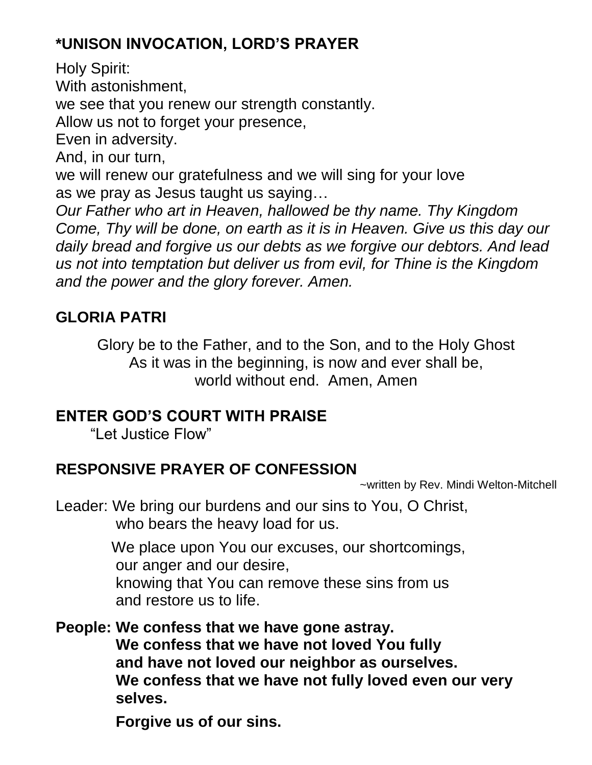## *UNISON INVOCATION, LORD'S PRAYER

Holy Spirit:
With astonishment,
we see that you renew our strength constantly.
Allow us not to forget your presence,
Even in adversity.
And, in our turn,
we will renew our gratefulness and we will sing for your love
as we pray as Jesus taught us saying…
*Our Father who art in Heaven, hallowed be thy name. Thy Kingdom Come, Thy will be done, on earth as it is in Heaven. Give us this day our daily bread and forgive us our debts as we forgive our debtors. And lead us not into temptation but deliver us from evil, for Thine is the Kingdom and the power and the glory forever. Amen.*

## GLORIA PATRI

Glory be to the Father, and to the Son, and to the Holy Ghost
As it was in the beginning, is now and ever shall be,
world without end. Amen, Amen

## ENTER GOD'S COURT WITH PRAISE

"Let Justice Flow"

## RESPONSIVE PRAYER OF CONFESSION

~written by Rev. Mindi Welton-Mitchell

Leader: We bring our burdens and our sins to You, O Christ,
who bears the heavy load for us.

We place upon You our excuses, our shortcomings,
our anger and our desire,
knowing that You can remove these sins from us
and restore us to life.

**People: We confess that we have gone astray.
We confess that we have not loved You fully
and have not loved our neighbor as ourselves.
We confess that we have not fully loved even our very selves.**

**Forgive us of our sins.**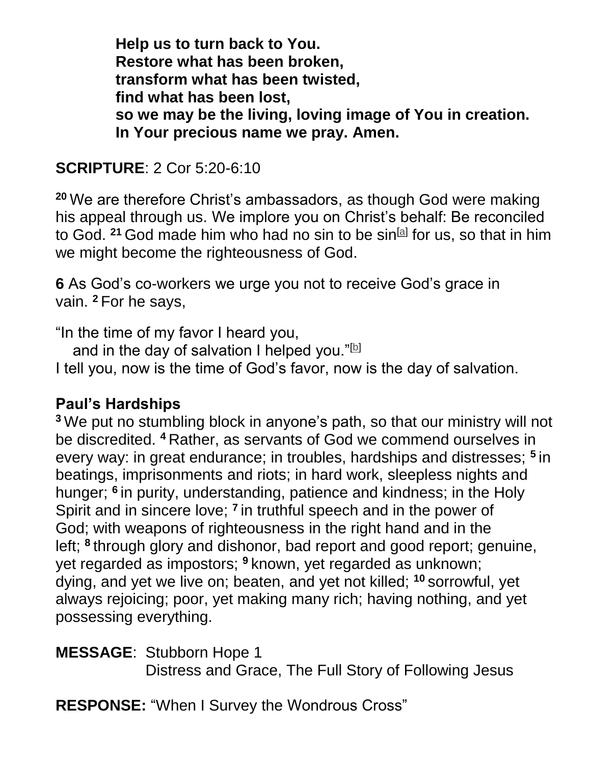**Help us to turn back to You.**
**Restore what has been broken,**
**transform what has been twisted,**
**find what has been lost,**
**so we may be the living, loving image of You in creation.**
**In Your precious name we pray. Amen.**

**SCRIPTURE**: 2 Cor 5:20-6:10

**20** We are therefore Christ's ambassadors, as though God were making his appeal through us. We implore you on Christ's behalf: Be reconciled to God. **21** God made him who had no sin to be sin[a] for us, so that in him we might become the righteousness of God.

**6** As God's co-workers we urge you not to receive God's grace in vain. **2** For he says,

"In the time of my favor I heard you,
 and in the day of salvation I helped you."[b]
I tell you, now is the time of God's favor, now is the day of salvation.

**Paul's Hardships**

**3** We put no stumbling block in anyone's path, so that our ministry will not be discredited. **4** Rather, as servants of God we commend ourselves in every way: in great endurance; in troubles, hardships and distresses; **5** in beatings, imprisonments and riots; in hard work, sleepless nights and hunger; **6** in purity, understanding, patience and kindness; in the Holy Spirit and in sincere love; **7** in truthful speech and in the power of God; with weapons of righteousness in the right hand and in the left; **8** through glory and dishonor, bad report and good report; genuine, yet regarded as impostors; **9** known, yet regarded as unknown; dying, and yet we live on; beaten, and yet not killed; **10** sorrowful, yet always rejoicing; poor, yet making many rich; having nothing, and yet possessing everything.

**MESSAGE**: Stubborn Hope 1
Distress and Grace, The Full Story of Following Jesus

**RESPONSE:** "When I Survey the Wondrous Cross"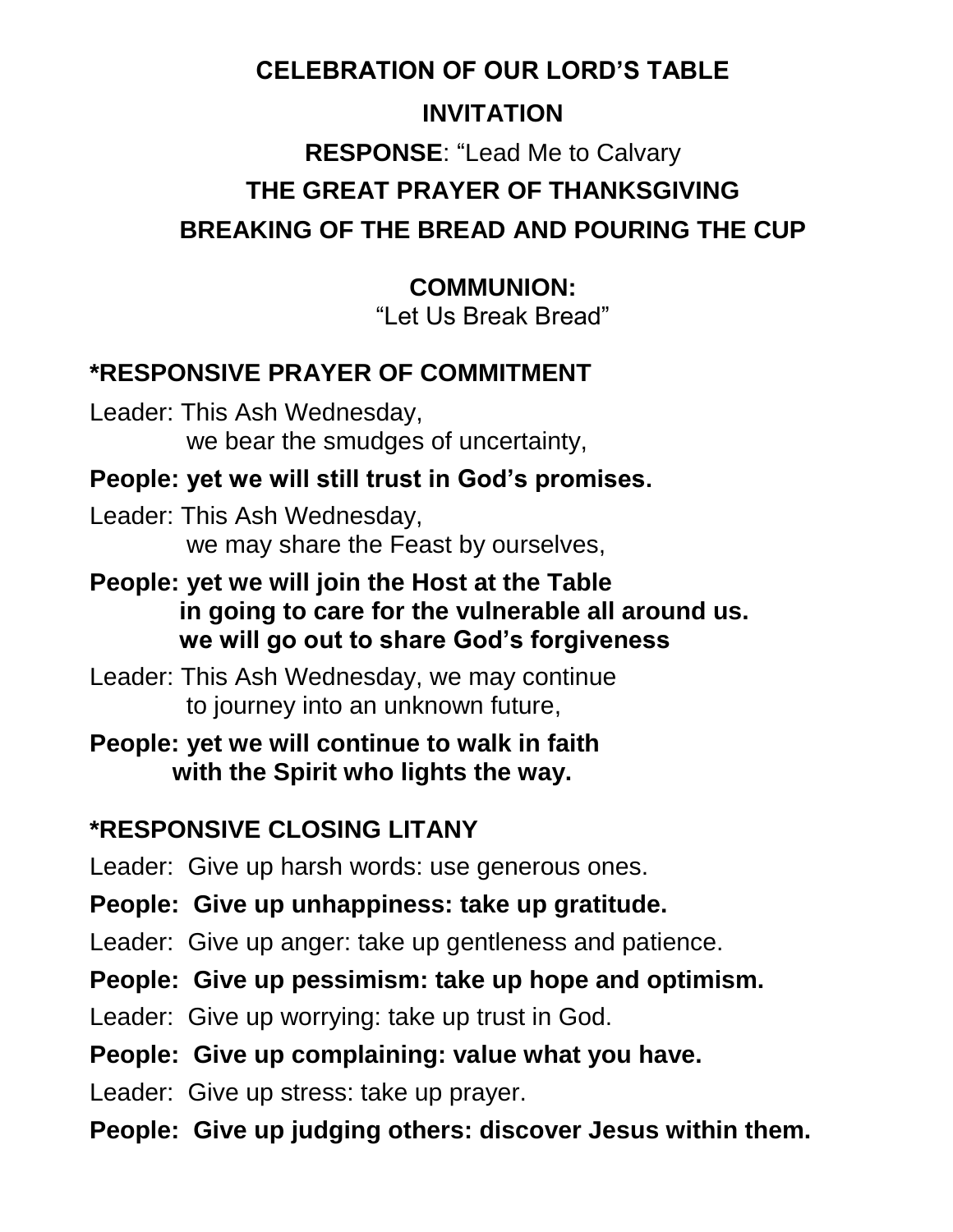**CELEBRATION OF OUR LORD'S TABLE**

**INVITATION**

**RESPONSE**: "Lead Me to Calvary

**THE GREAT PRAYER OF THANKSGIVING**

**BREAKING OF THE BREAD AND POURING THE CUP**

**COMMUNION:**
"Let Us Break Bread"

**\*RESPONSIVE PRAYER OF COMMITMENT**

Leader: This Ash Wednesday,
we bear the smudges of uncertainty,

**People: yet we will still trust in God's promises.**

Leader: This Ash Wednesday,
we may share the Feast by ourselves,

**People: yet we will join the Host at the Table
in going to care for the vulnerable all around us.
we will go out to share God's forgiveness**

Leader: This Ash Wednesday, we may continue
to journey into an unknown future,

**People: yet we will continue to walk in faith
with the Spirit who lights the way.**

**\*RESPONSIVE CLOSING LITANY**

Leader: Give up harsh words: use generous ones.

**People: Give up unhappiness: take up gratitude.**

Leader: Give up anger: take up gentleness and patience.

**People: Give up pessimism: take up hope and optimism.**

Leader: Give up worrying: take up trust in God.

**People: Give up complaining: value what you have.**

Leader: Give up stress: take up prayer.

**People: Give up judging others: discover Jesus within them.**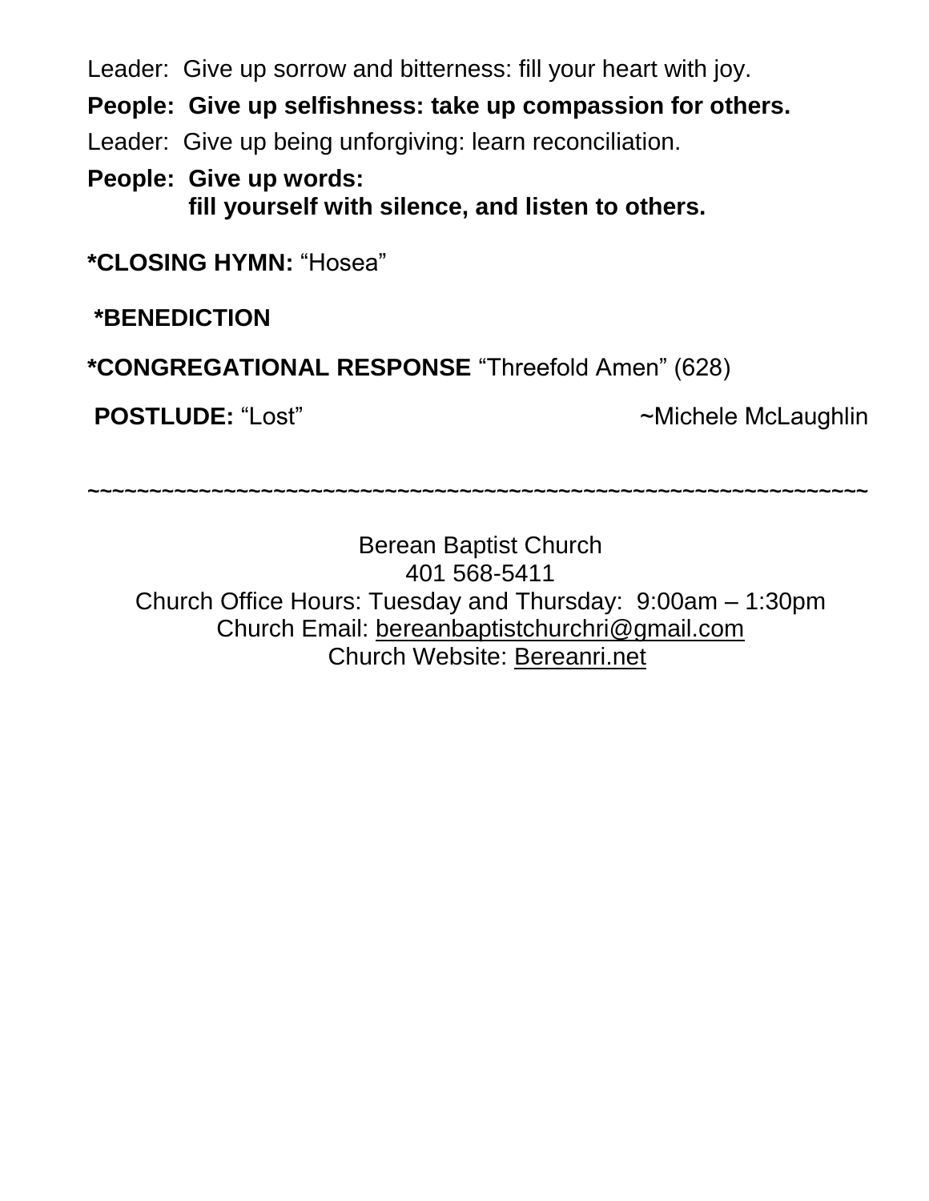Leader: Give up sorrow and bitterness: fill your heart with joy.

**People: Give up selfishness: take up compassion for others.**

Leader: Give up being unforgiving: learn reconciliation.

**People: Give up words:**
**fill yourself with silence, and listen to others.**

**\*CLOSING HYMN:** "Hosea"

**\*BENEDICTION**

**\*CONGREGATIONAL RESPONSE** "Threefold Amen" (628)

**POSTLUDE:** "Lost" ~Michele McLaughlin

~~~~~~~~~~~~~~~~~~~~~~~~~~~~~~~~~~~~~~~~~~~~~~~~~~~~~~~~~~~~~~~~

Berean Baptist Church
401 568-5411
Church Office Hours: Tuesday and Thursday: 9:00am – 1:30pm
Church Email: bereanbaptistchurchri@gmail.com
Church Website: Bereanri.net